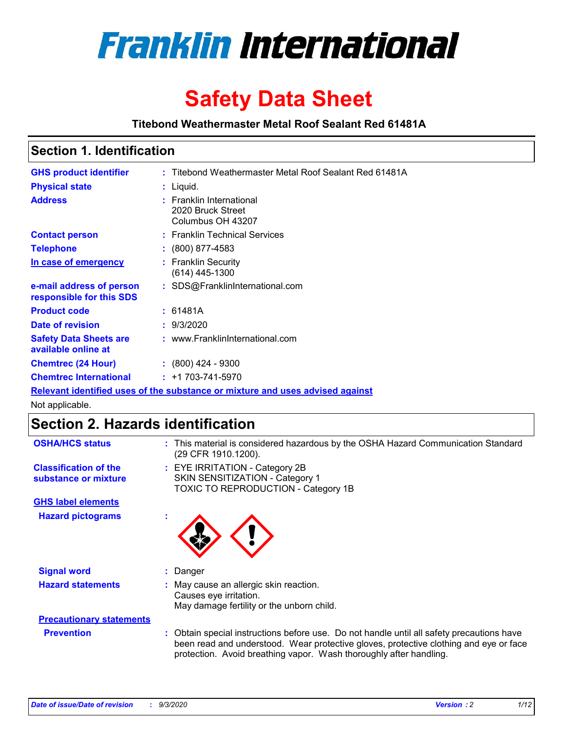# Franklin International

# Safety Data Sheet

**Titebond Weathermaster Metal Roof Sealant Red 61481A**

## Section 1. Identification

| | |
|---|---|
| **GHS product identifier** | : Titebond Weathermaster Metal Roof Sealant Red 61481A |
| **Physical state** | : Liquid. |
| **Address** | : Franklin International<br>2020 Bruck Street<br>Columbus OH 43207 |
| **Contact person** | : Franklin Technical Services |
| **Telephone** | : (800) 877-4583 |
| **In case of emergency** | : Franklin Security<br>(614) 445-1300 |
| **e-mail address of person responsible for this SDS** | : SDS@FranklinInternational.com |
| **Product code** | : 61481A |
| **Date of revision** | : 9/3/2020 |
| **Safety Data Sheets are available online at** | : www.FranklinInternational.com |
| **Chemtrec (24 Hour)** | : (800) 424 - 9300 |
| **Chemtrec International** | : +1 703-741-5970 |

**Relevant identified uses of the substance or mixture and uses advised against**

Not applicable.

## Section 2. Hazards identification

| | |
|---|---|
| **OSHA/HCS status** | : This material is considered hazardous by the OSHA Hazard Communication Standard (29 CFR 1910.1200). |
| **Classification of the substance or mixture** | : EYE IRRITATION - Category 2B<br>SKIN SENSITIZATION - Category 1<br>TOXIC TO REPRODUCTION - Category 1B |

**GHS label elements**

| | |
|---|---|
| **Hazard pictograms** | : |
| **Signal word** | : Danger |
| **Hazard statements** | : May cause an allergic skin reaction.<br>Causes eye irritation.<br>May damage fertility or the unborn child. |

**Precautionary statements**

| | |
|---|---|
| **Prevention** | : Obtain special instructions before use. Do not handle until all safety precautions have been read and understood. Wear protective gloves, protective clothing and eye or face protection. Avoid breathing vapor. Wash thoroughly after handling. |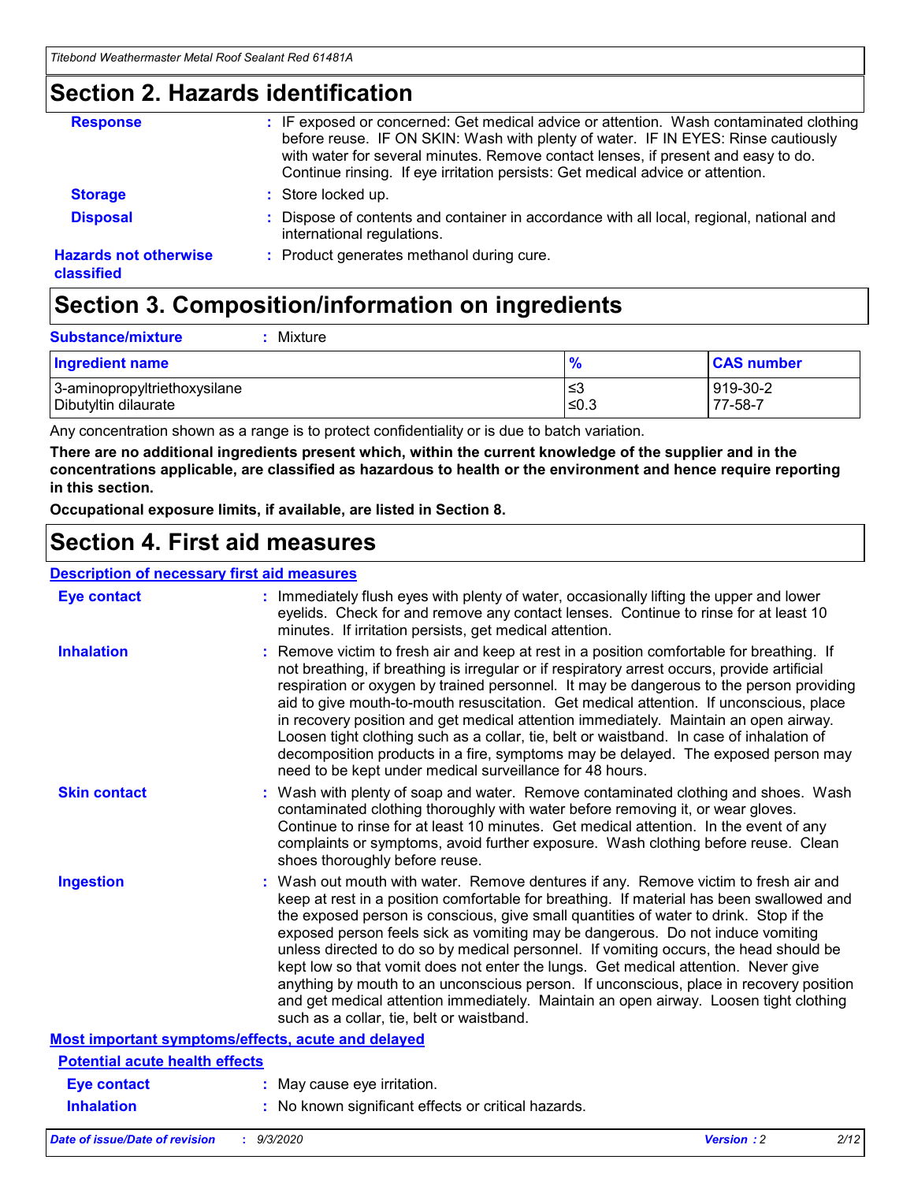## Section 2. Hazards identification

| | |
|---|---|
| **Response** | : IF exposed or concerned: Get medical advice or attention. Wash contaminated clothing before reuse. IF ON SKIN: Wash with plenty of water. IF IN EYES: Rinse cautiously with water for several minutes. Remove contact lenses, if present and easy to do. Continue rinsing. If eye irritation persists: Get medical advice or attention. |
| **Storage** | : Store locked up. |
| **Disposal** | : Dispose of contents and container in accordance with all local, regional, national and international regulations. |
| **Hazards not otherwise classified** | : Product generates methanol during cure. |

## Section 3. Composition/information on ingredients

**Substance/mixture** : Mixture

| Ingredient name | % | CAS number |
|---|---|---|
| 3-aminopropyltriethoxysilane | ≤3 | 919-30-2 |
| Dibutyltin dilaurate | ≤0.3 | 77-58-7 |

Any concentration shown as a range is to protect confidentiality or is due to batch variation.

**There are no additional ingredients present which, within the current knowledge of the supplier and in the concentrations applicable, are classified as hazardous to health or the environment and hence require reporting in this section.**

**Occupational exposure limits, if available, are listed in Section 8.**

## Section 4. First aid measures

### Description of necessary first aid measures

| | |
|---|---|
| **Eye contact** | : Immediately flush eyes with plenty of water, occasionally lifting the upper and lower eyelids. Check for and remove any contact lenses. Continue to rinse for at least 10 minutes. If irritation persists, get medical attention. |
| **Inhalation** | : Remove victim to fresh air and keep at rest in a position comfortable for breathing. If not breathing, if breathing is irregular or if respiratory arrest occurs, provide artificial respiration or oxygen by trained personnel. It may be dangerous to the person providing aid to give mouth-to-mouth resuscitation. Get medical attention. If unconscious, place in recovery position and get medical attention immediately. Maintain an open airway. Loosen tight clothing such as a collar, tie, belt or waistband. In case of inhalation of decomposition products in a fire, symptoms may be delayed. The exposed person may need to be kept under medical surveillance for 48 hours. |
| **Skin contact** | : Wash with plenty of soap and water. Remove contaminated clothing and shoes. Wash contaminated clothing thoroughly with water before removing it, or wear gloves. Continue to rinse for at least 10 minutes. Get medical attention. In the event of any complaints or symptoms, avoid further exposure. Wash clothing before reuse. Clean shoes thoroughly before reuse. |
| **Ingestion** | : Wash out mouth with water. Remove dentures if any. Remove victim to fresh air and keep at rest in a position comfortable for breathing. If material has been swallowed and the exposed person is conscious, give small quantities of water to drink. Stop if the exposed person feels sick as vomiting may be dangerous. Do not induce vomiting unless directed to do so by medical personnel. If vomiting occurs, the head should be kept low so that vomit does not enter the lungs. Get medical attention. Never give anything by mouth to an unconscious person. If unconscious, place in recovery position and get medical attention immediately. Maintain an open airway. Loosen tight clothing such as a collar, tie, belt or waistband. |

### Most important symptoms/effects, acute and delayed

#### Potential acute health effects

| | |
|---|---|
| **Eye contact** | : May cause eye irritation. |
| **Inhalation** | : No known significant effects or critical hazards. |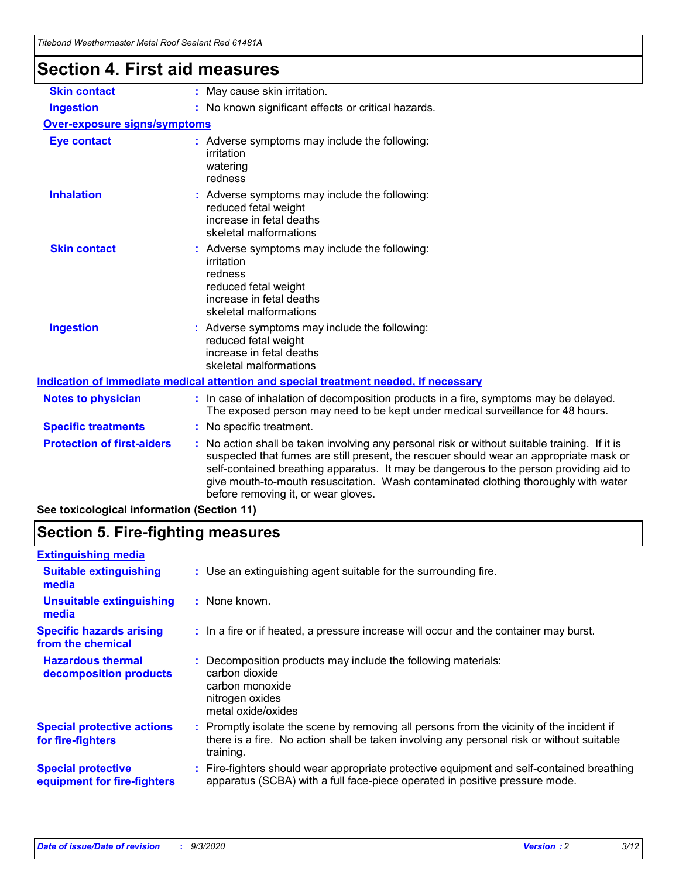# Section 4. First aid measures

| | |
|---|---|
| **Skin contact** | : May cause skin irritation. |
| **Ingestion** | : No known significant effects or critical hazards. |

**Over-exposure signs/symptoms**

| | |
|---|---|
| **Eye contact** | : Adverse symptoms may include the following:<br>irritation<br>watering<br>redness |
| **Inhalation** | : Adverse symptoms may include the following:<br>reduced fetal weight<br>increase in fetal deaths<br>skeletal malformations |
| **Skin contact** | : Adverse symptoms may include the following:<br>irritation<br>redness<br>reduced fetal weight<br>increase in fetal deaths<br>skeletal malformations |
| **Ingestion** | : Adverse symptoms may include the following:<br>reduced fetal weight<br>increase in fetal deaths<br>skeletal malformations |

**Indication of immediate medical attention and special treatment needed, if necessary**

| | |
|---|---|
| **Notes to physician** | : In case of inhalation of decomposition products in a fire, symptoms may be delayed. The exposed person may need to be kept under medical surveillance for 48 hours. |
| **Specific treatments** | : No specific treatment. |
| **Protection of first-aiders** | : No action shall be taken involving any personal risk or without suitable training. If it is suspected that fumes are still present, the rescuer should wear an appropriate mask or self-contained breathing apparatus. It may be dangerous to the person providing aid to give mouth-to-mouth resuscitation. Wash contaminated clothing thoroughly with water before removing it, or wear gloves. |

**See toxicological information (Section 11)**

# Section 5. Fire-fighting measures

**Extinguishing media**

| | |
|---|---|
| **Suitable extinguishing media** | : Use an extinguishing agent suitable for the surrounding fire. |
| **Unsuitable extinguishing media** | : None known. |
| **Specific hazards arising from the chemical** | : In a fire or if heated, a pressure increase will occur and the container may burst. |
| **Hazardous thermal decomposition products** | : Decomposition products may include the following materials:<br>carbon dioxide<br>carbon monoxide<br>nitrogen oxides<br>metal oxide/oxides |
| **Special protective actions for fire-fighters** | : Promptly isolate the scene by removing all persons from the vicinity of the incident if there is a fire. No action shall be taken involving any personal risk or without suitable training. |
| **Special protective equipment for fire-fighters** | : Fire-fighters should wear appropriate protective equipment and self-contained breathing apparatus (SCBA) with a full face-piece operated in positive pressure mode. |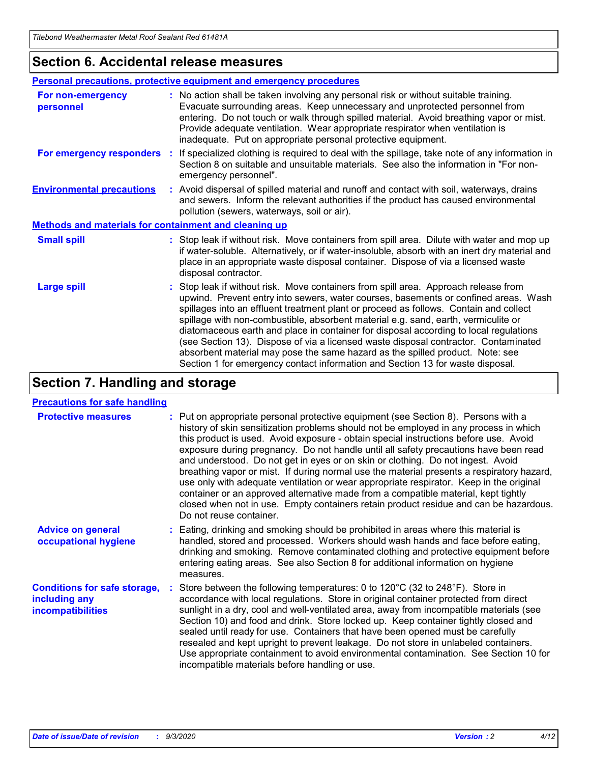## Section 6. Accidental release measures

### Personal precautions, protective equipment and emergency procedures

**For non-emergency personnel** : No action shall be taken involving any personal risk or without suitable training. Evacuate surrounding areas. Keep unnecessary and unprotected personnel from entering. Do not touch or walk through spilled material. Avoid breathing vapor or mist. Provide adequate ventilation. Wear appropriate respirator when ventilation is inadequate. Put on appropriate personal protective equipment.

**For emergency responders** : If specialized clothing is required to deal with the spillage, take note of any information in Section 8 on suitable and unsuitable materials. See also the information in "For non-emergency personnel".

**Environmental precautions** : Avoid dispersal of spilled material and runoff and contact with soil, waterways, drains and sewers. Inform the relevant authorities if the product has caused environmental pollution (sewers, waterways, soil or air).

### Methods and materials for containment and cleaning up

**Small spill** : Stop leak if without risk. Move containers from spill area. Dilute with water and mop up if water-soluble. Alternatively, or if water-insoluble, absorb with an inert dry material and place in an appropriate waste disposal container. Dispose of via a licensed waste disposal contractor.

**Large spill** : Stop leak if without risk. Move containers from spill area. Approach release from upwind. Prevent entry into sewers, water courses, basements or confined areas. Wash spillages into an effluent treatment plant or proceed as follows. Contain and collect spillage with non-combustible, absorbent material e.g. sand, earth, vermiculite or diatomaceous earth and place in container for disposal according to local regulations (see Section 13). Dispose of via a licensed waste disposal contractor. Contaminated absorbent material may pose the same hazard as the spilled product. Note: see Section 1 for emergency contact information and Section 13 for waste disposal.

## Section 7. Handling and storage

### Precautions for safe handling

**Protective measures** : Put on appropriate personal protective equipment (see Section 8). Persons with a history of skin sensitization problems should not be employed in any process in which this product is used. Avoid exposure - obtain special instructions before use. Avoid exposure during pregnancy. Do not handle until all safety precautions have been read and understood. Do not get in eyes or on skin or clothing. Do not ingest. Avoid breathing vapor or mist. If during normal use the material presents a respiratory hazard, use only with adequate ventilation or wear appropriate respirator. Keep in the original container or an approved alternative made from a compatible material, kept tightly closed when not in use. Empty containers retain product residue and can be hazardous. Do not reuse container.

**Advice on general occupational hygiene** : Eating, drinking and smoking should be prohibited in areas where this material is handled, stored and processed. Workers should wash hands and face before eating, drinking and smoking. Remove contaminated clothing and protective equipment before entering eating areas. See also Section 8 for additional information on hygiene measures.

**Conditions for safe storage, including any incompatibilities** : Store between the following temperatures: 0 to 120°C (32 to 248°F). Store in accordance with local regulations. Store in original container protected from direct sunlight in a dry, cool and well-ventilated area, away from incompatible materials (see Section 10) and food and drink. Store locked up. Keep container tightly closed and sealed until ready for use. Containers that have been opened must be carefully resealed and kept upright to prevent leakage. Do not store in unlabeled containers. Use appropriate containment to avoid environmental contamination. See Section 10 for incompatible materials before handling or use.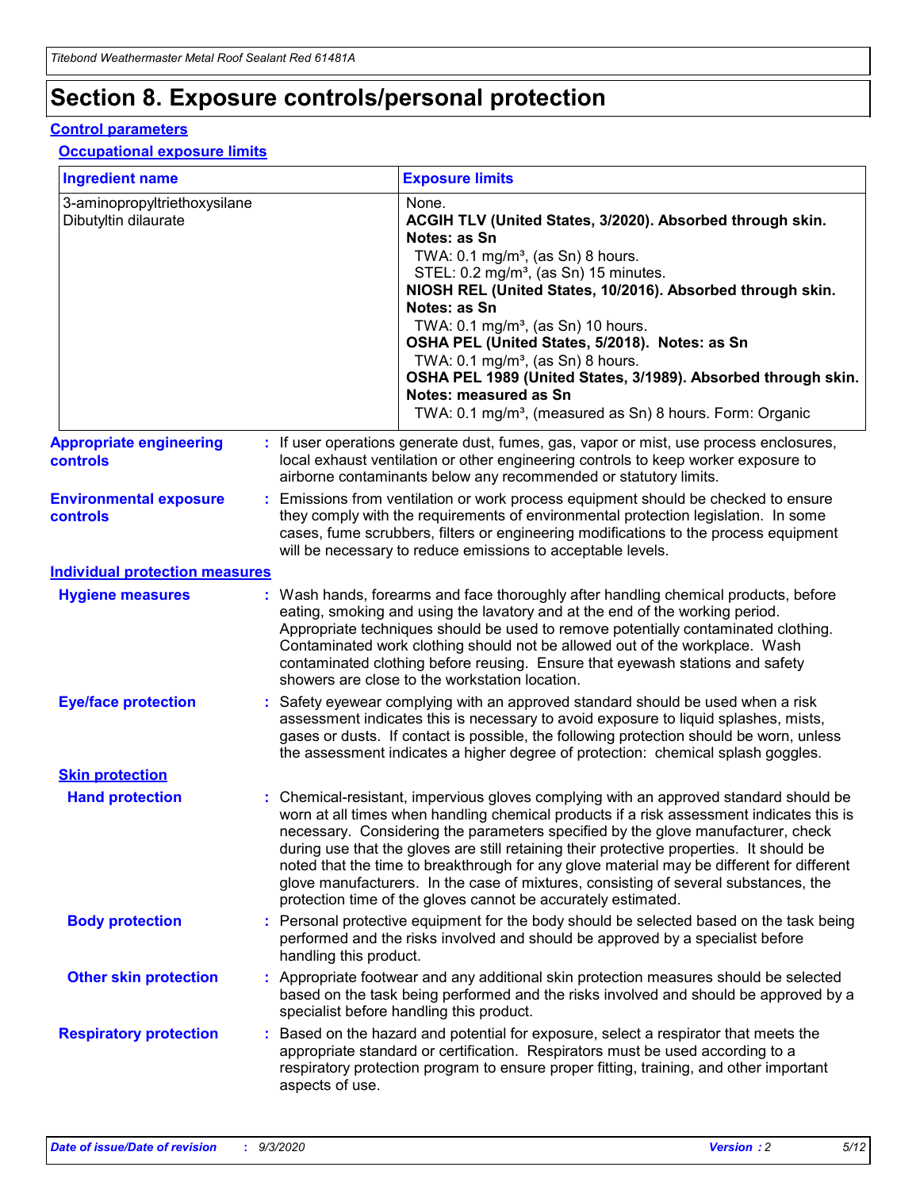# Section 8. Exposure controls/personal protection

## Control parameters

### Occupational exposure limits

| Ingredient name | Exposure limits |
| --- | --- |
| 3-aminopropyltriethoxysilane | None. |
| Dibutyltin dilaurate | **ACGIH TLV (United States, 3/2020). Absorbed through skin. Notes: as Sn**<br>TWA: 0.1 mg/m³, (as Sn) 8 hours.<br>STEL: 0.2 mg/m³, (as Sn) 15 minutes.<br>**NIOSH REL (United States, 10/2016). Absorbed through skin. Notes: as Sn**<br>TWA: 0.1 mg/m³, (as Sn) 10 hours.<br>**OSHA PEL (United States, 5/2018). Notes: as Sn**<br>TWA: 0.1 mg/m³, (as Sn) 8 hours.<br>**OSHA PEL 1989 (United States, 3/1989). Absorbed through skin. Notes: measured as Sn**<br>TWA: 0.1 mg/m³, (measured as Sn) 8 hours. Form: Organic |

**Appropriate engineering controls** : If user operations generate dust, fumes, gas, vapor or mist, use process enclosures, local exhaust ventilation or other engineering controls to keep worker exposure to airborne contaminants below any recommended or statutory limits.

**Environmental exposure controls** : Emissions from ventilation or work process equipment should be checked to ensure they comply with the requirements of environmental protection legislation. In some cases, fume scrubbers, filters or engineering modifications to the process equipment will be necessary to reduce emissions to acceptable levels.

## Individual protection measures

**Hygiene measures** : Wash hands, forearms and face thoroughly after handling chemical products, before eating, smoking and using the lavatory and at the end of the working period. Appropriate techniques should be used to remove potentially contaminated clothing. Contaminated work clothing should not be allowed out of the workplace. Wash contaminated clothing before reusing. Ensure that eyewash stations and safety showers are close to the workstation location.

**Eye/face protection** : Safety eyewear complying with an approved standard should be used when a risk assessment indicates this is necessary to avoid exposure to liquid splashes, mists, gases or dusts. If contact is possible, the following protection should be worn, unless the assessment indicates a higher degree of protection: chemical splash goggles.

### Skin protection

**Hand protection** : Chemical-resistant, impervious gloves complying with an approved standard should be worn at all times when handling chemical products if a risk assessment indicates this is necessary. Considering the parameters specified by the glove manufacturer, check during use that the gloves are still retaining their protective properties. It should be noted that the time to breakthrough for any glove material may be different for different glove manufacturers. In the case of mixtures, consisting of several substances, the protection time of the gloves cannot be accurately estimated.

**Body protection** : Personal protective equipment for the body should be selected based on the task being performed and the risks involved and should be approved by a specialist before handling this product.

**Other skin protection** : Appropriate footwear and any additional skin protection measures should be selected based on the task being performed and the risks involved and should be approved by a specialist before handling this product.

**Respiratory protection** : Based on the hazard and potential for exposure, select a respirator that meets the appropriate standard or certification. Respirators must be used according to a respiratory protection program to ensure proper fitting, training, and other important aspects of use.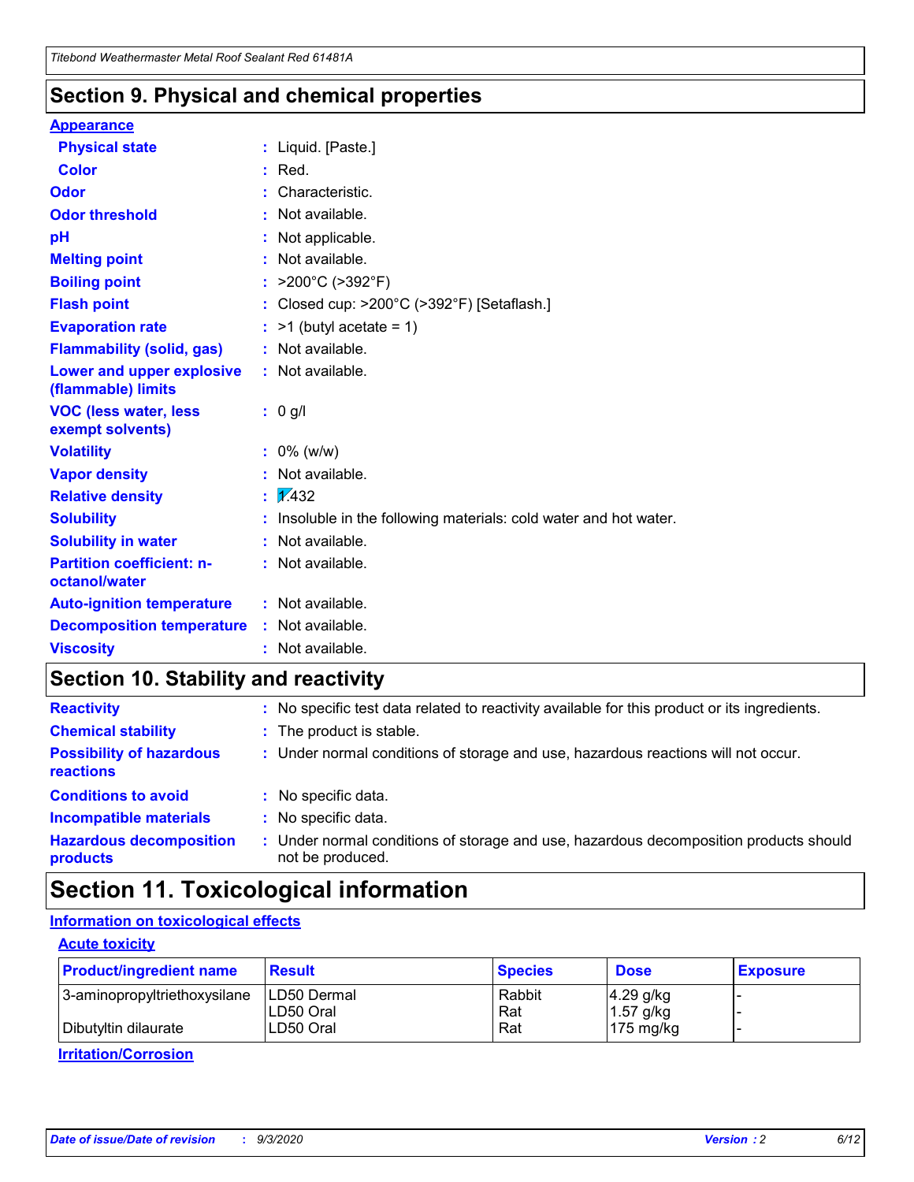## Section 9. Physical and chemical properties

**Appearance**

| | | |
|---|---|---|
| **Physical state** | : | Liquid. [Paste.] |
| **Color** | : | Red. |
| **Odor** | : | Characteristic. |
| **Odor threshold** | : | Not available. |
| **pH** | : | Not applicable. |
| **Melting point** | : | Not available. |
| **Boiling point** | : | >200°C (>392°F) |
| **Flash point** | : | Closed cup: >200°C (>392°F) [Setaflash.] |
| **Evaporation rate** | : | >1 (butyl acetate = 1) |
| **Flammability (solid, gas)** | : | Not available. |
| **Lower and upper explosive (flammable) limits** | : | Not available. |
| **VOC (less water, less exempt solvents)** | : | 0 g/l |
| **Volatility** | : | 0% (w/w) |
| **Vapor density** | : | Not available. |
| **Relative density** | : | 1.432 |
| **Solubility** | : | Insoluble in the following materials: cold water and hot water. |
| **Solubility in water** | : | Not available. |
| **Partition coefficient: n-octanol/water** | : | Not available. |
| **Auto-ignition temperature** | : | Not available. |
| **Decomposition temperature** | : | Not available. |
| **Viscosity** | : | Not available. |

## Section 10. Stability and reactivity

| | | |
|---|---|---|
| **Reactivity** | : | No specific test data related to reactivity available for this product or its ingredients. |
| **Chemical stability** | : | The product is stable. |
| **Possibility of hazardous reactions** | : | Under normal conditions of storage and use, hazardous reactions will not occur. |
| **Conditions to avoid** | : | No specific data. |
| **Incompatible materials** | : | No specific data. |
| **Hazardous decomposition products** | : | Under normal conditions of storage and use, hazardous decomposition products should not be produced. |

## Section 11. Toxicological information

**Information on toxicological effects**

**Acute toxicity**

| Product/ingredient name | Result | Species | Dose | Exposure |
|---|---|---|---|---|
| 3-aminopropyltriethoxysilane | LD50 Dermal | Rabbit | 4.29 g/kg | - |
| | LD50 Oral | Rat | 1.57 g/kg | - |
| Dibutyltin dilaurate | LD50 Oral | Rat | 175 mg/kg | - |

**Irritation/Corrosion**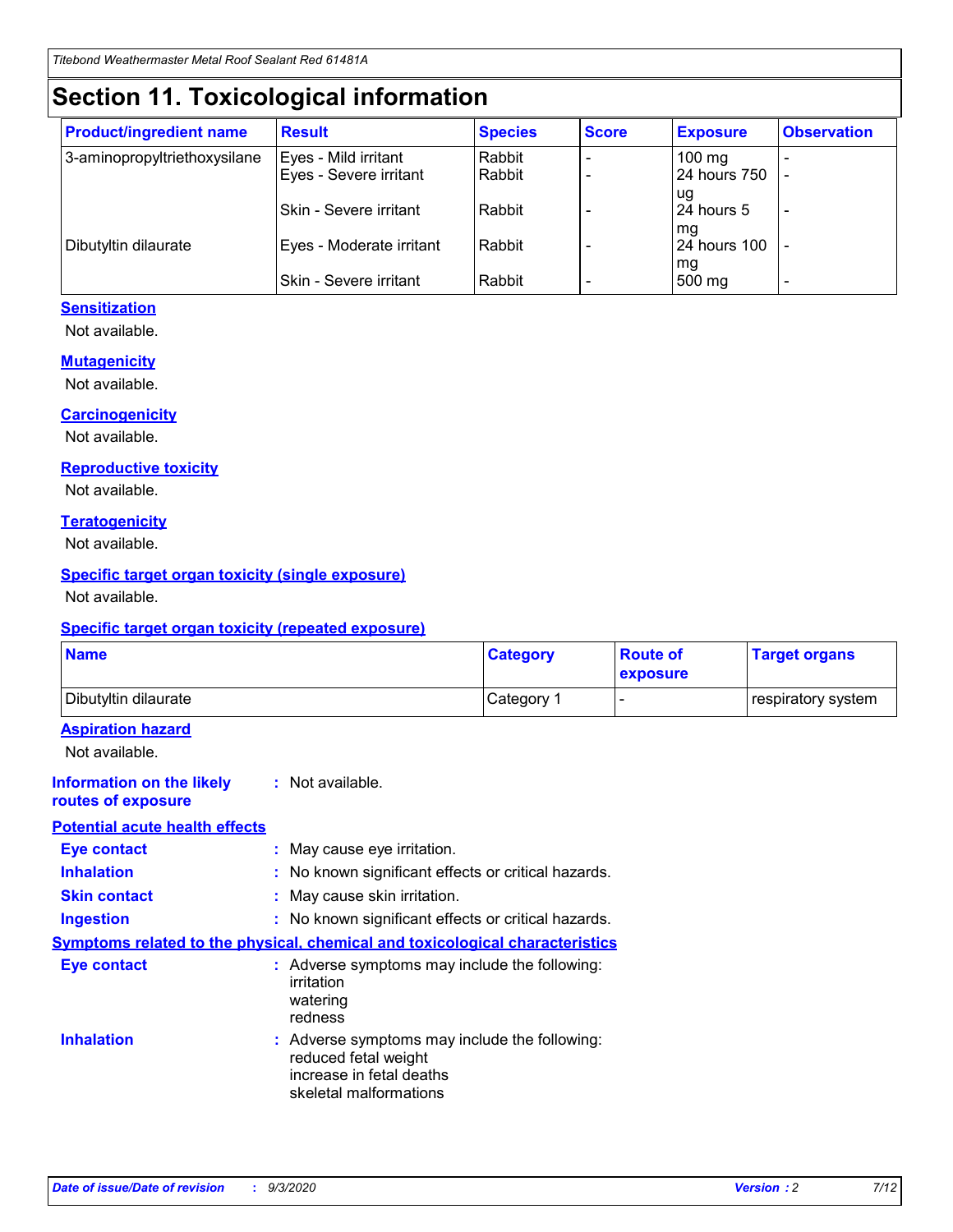# Section 11. Toxicological information

| Product/ingredient name | Result | Species | Score | Exposure | Observation |
|---|---|---|---|---|---|
| 3-aminopropyltriethoxysilane | Eyes - Mild irritant | Rabbit | - | 100 mg | - |
| | Eyes - Severe irritant | Rabbit | - | 24 hours 750 ug | - |
| | Skin - Severe irritant | Rabbit | - | 24 hours 5 mg | - |
| Dibutyltin dilaurate | Eyes - Moderate irritant | Rabbit | - | 24 hours 100 mg | - |
| | Skin - Severe irritant | Rabbit | - | 500 mg | - |

**Sensitization**

Not available.

**Mutagenicity**

Not available.

**Carcinogenicity**

Not available.

**Reproductive toxicity**

Not available.

**Teratogenicity**

Not available.

**Specific target organ toxicity (single exposure)**

Not available.

**Specific target organ toxicity (repeated exposure)**

| Name | Category | Route of exposure | Target organs |
|---|---|---|---|
| Dibutyltin dilaurate | Category 1 | - | respiratory system |

**Aspiration hazard**

Not available.

**Information on the likely routes of exposure** : Not available.

**Potential acute health effects**

**Eye contact** : May cause eye irritation.

**Inhalation** : No known significant effects or critical hazards.

**Skin contact** : May cause skin irritation.

**Ingestion** : No known significant effects or critical hazards.

**Symptoms related to the physical, chemical and toxicological characteristics**

**Eye contact** : Adverse symptoms may include the following:
irritation
watering
redness

**Inhalation** : Adverse symptoms may include the following:
reduced fetal weight
increase in fetal deaths
skeletal malformations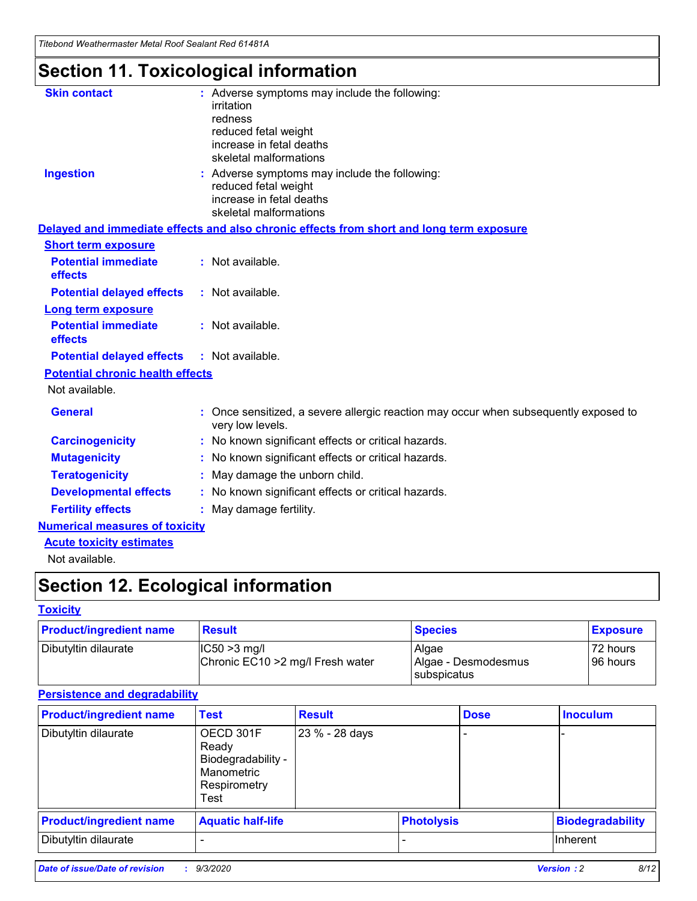# Section 11. Toxicological information

**Skin contact** : Adverse symptoms may include the following:
irritation
redness
reduced fetal weight
increase in fetal deaths
skeletal malformations

**Ingestion** : Adverse symptoms may include the following:
reduced fetal weight
increase in fetal deaths
skeletal malformations

**Delayed and immediate effects and also chronic effects from short and long term exposure**

**Short term exposure**

**Potential immediate effects** : Not available.

**Potential delayed effects** : Not available.

**Long term exposure**

**Potential immediate effects** : Not available.

**Potential delayed effects** : Not available.

**Potential chronic health effects**

Not available.

**General** : Once sensitized, a severe allergic reaction may occur when subsequently exposed to very low levels.

**Carcinogenicity** : No known significant effects or critical hazards.

**Mutagenicity** : No known significant effects or critical hazards.

**Teratogenicity** : May damage the unborn child.

**Developmental effects** : No known significant effects or critical hazards.

**Fertility effects** : May damage fertility.

**Numerical measures of toxicity**

**Acute toxicity estimates**

Not available.

# Section 12. Ecological information

**Toxicity**

| Product/ingredient name | Result | Species | Exposure |
|---|---|---|---|
| Dibutyltin dilaurate | IC50 >3 mg/l<br>Chronic EC10 >2 mg/l Fresh water | Algae<br>Algae - Desmodesmus subspicatus | 72 hours<br>96 hours |

**Persistence and degradability**

| Product/ingredient name | Test | Result | Dose | Inoculum |
|---|---|---|---|---|
| Dibutyltin dilaurate | OECD 301F Ready Biodegradability - Manometric Respirometry Test | 23 % - 28 days | - | - |

| Product/ingredient name | Aquatic half-life | Photolysis | Biodegradability |
|---|---|---|---|
| Dibutyltin dilaurate | - | - | Inherent |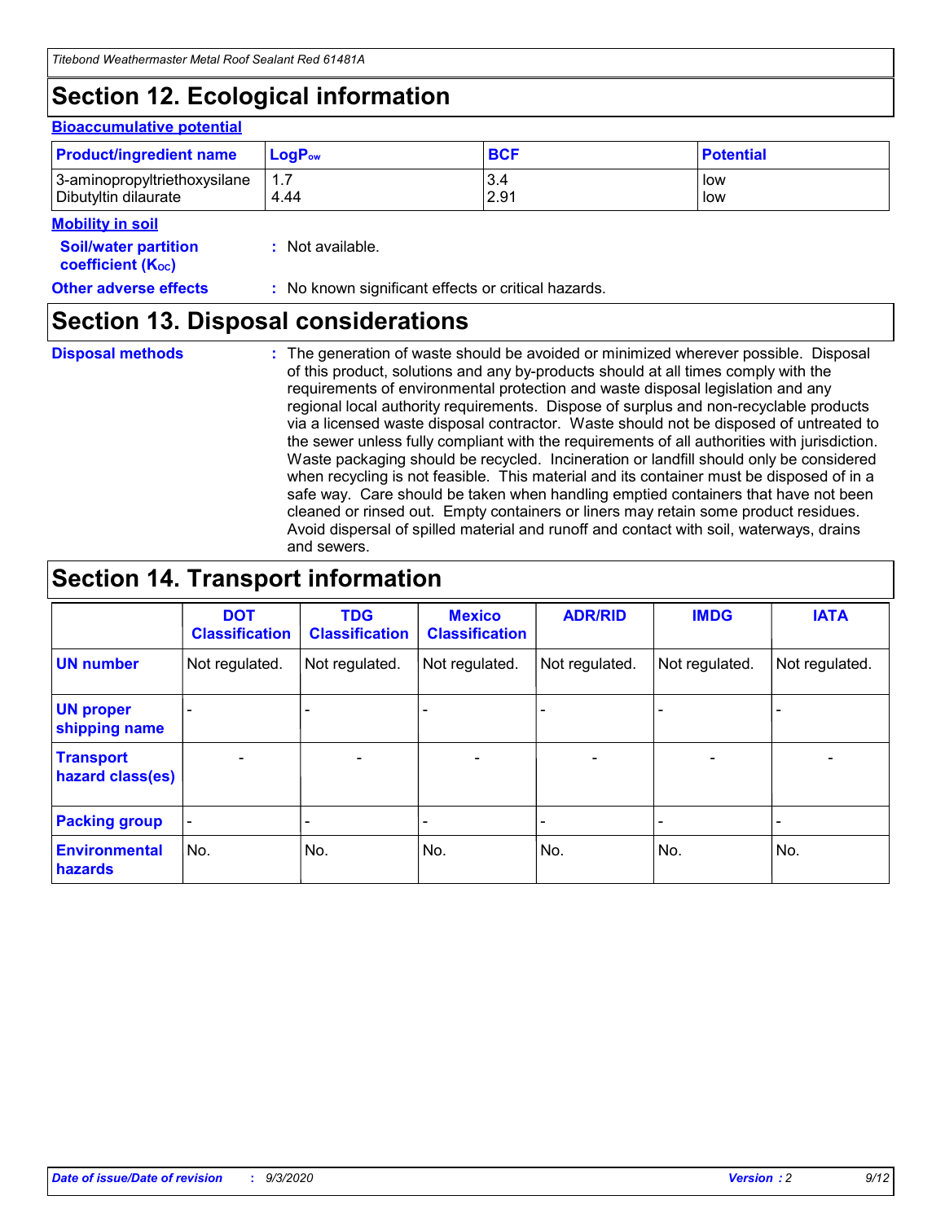# Section 12. Ecological information

### Bioaccumulative potential

| Product/ingredient name | $LogP_{ow}$ | BCF | Potential |
|---|---|---|---|
| 3-aminopropyltriethoxysilane | 1.7 | 3.4 | low |
| Dibutyltin dilaurate | 4.44 | 2.91 | low |

### Mobility in soil

**Soil/water partition coefficient ($K_{OC}$)** : Not available.

**Other adverse effects** : No known significant effects or critical hazards.

# Section 13. Disposal considerations

**Disposal methods** : The generation of waste should be avoided or minimized wherever possible. Disposal of this product, solutions and any by-products should at all times comply with the requirements of environmental protection and waste disposal legislation and any regional local authority requirements. Dispose of surplus and non-recyclable products via a licensed waste disposal contractor. Waste should not be disposed of untreated to the sewer unless fully compliant with the requirements of all authorities with jurisdiction. Waste packaging should be recycled. Incineration or landfill should only be considered when recycling is not feasible. This material and its container must be disposed of in a safe way. Care should be taken when handling emptied containers that have not been cleaned or rinsed out. Empty containers or liners may retain some product residues. Avoid dispersal of spilled material and runoff and contact with soil, waterways, drains and sewers.

# Section 14. Transport information

| | DOT Classification | TDG Classification | Mexico Classification | ADR/RID | IMDG | IATA |
|---|---|---|---|---|---|---|
| **UN number** | Not regulated. | Not regulated. | Not regulated. | Not regulated. | Not regulated. | Not regulated. |
| **UN proper shipping name** | - | - | - | - | - | - |
| **Transport hazard class(es)** | - | - | - | - | - | - |
| **Packing group** | - | - | - | - | - | - |
| **Environmental hazards** | No. | No. | No. | No. | No. | No. |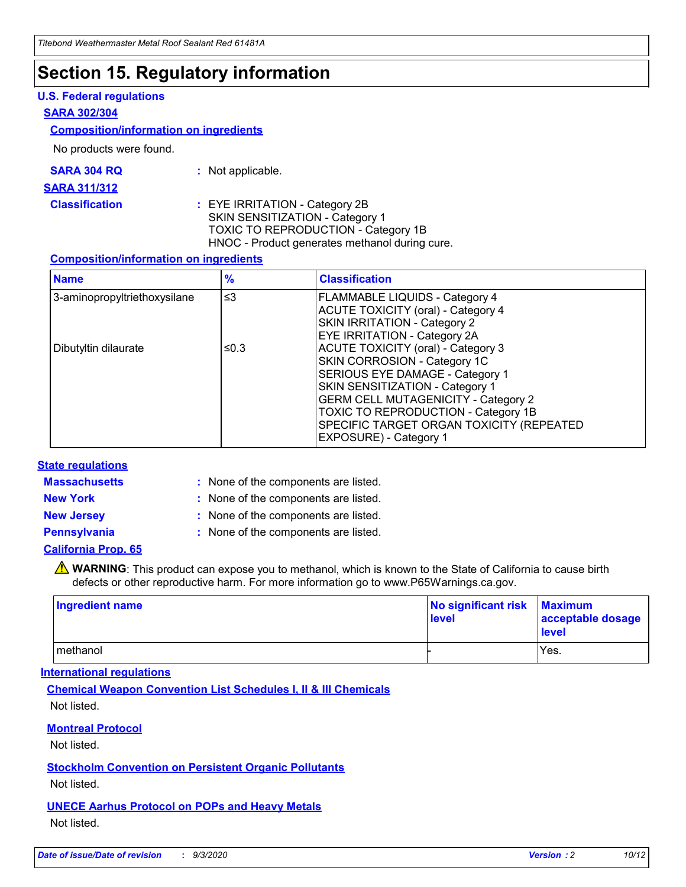# Section 15. Regulatory information

### U.S. Federal regulations

**SARA 302/304**

**Composition/information on ingredients**

No products were found.

**SARA 304 RQ** : Not applicable.

**SARA 311/312**

**Classification** : EYE IRRITATION - Category 2B
SKIN SENSITIZATION - Category 1
TOXIC TO REPRODUCTION - Category 1B
HNOC - Product generates methanol during cure.

**Composition/information on ingredients**

| Name | % | Classification |
|---|---|---|
| 3-aminopropyltriethoxysilane | ≤3 | FLAMMABLE LIQUIDS - Category 4<br>ACUTE TOXICITY (oral) - Category 4<br>SKIN IRRITATION - Category 2<br>EYE IRRITATION - Category 2A |
| Dibutyltin dilaurate | ≤0.3 | ACUTE TOXICITY (oral) - Category 3<br>SKIN CORROSION - Category 1C<br>SERIOUS EYE DAMAGE - Category 1<br>SKIN SENSITIZATION - Category 1<br>GERM CELL MUTAGENICITY - Category 2<br>TOXIC TO REPRODUCTION - Category 1B<br>SPECIFIC TARGET ORGAN TOXICITY (REPEATED EXPOSURE) - Category 1 |

### State regulations

**Massachusetts** : None of the components are listed.

**New York** : None of the components are listed.

**New Jersey** : None of the components are listed.

**Pennsylvania** : None of the components are listed.

**California Prop. 65**

⚠ **WARNING**: This product can expose you to methanol, which is known to the State of California to cause birth defects or other reproductive harm. For more information go to www.P65Warnings.ca.gov.

| Ingredient name | No significant risk level | Maximum acceptable dosage level |
|---|---|---|
| methanol | - | Yes. |

### International regulations

**Chemical Weapon Convention List Schedules I, II & III Chemicals**

Not listed.

**Montreal Protocol**

Not listed.

**Stockholm Convention on Persistent Organic Pollutants**

Not listed.

**UNECE Aarhus Protocol on POPs and Heavy Metals**

Not listed.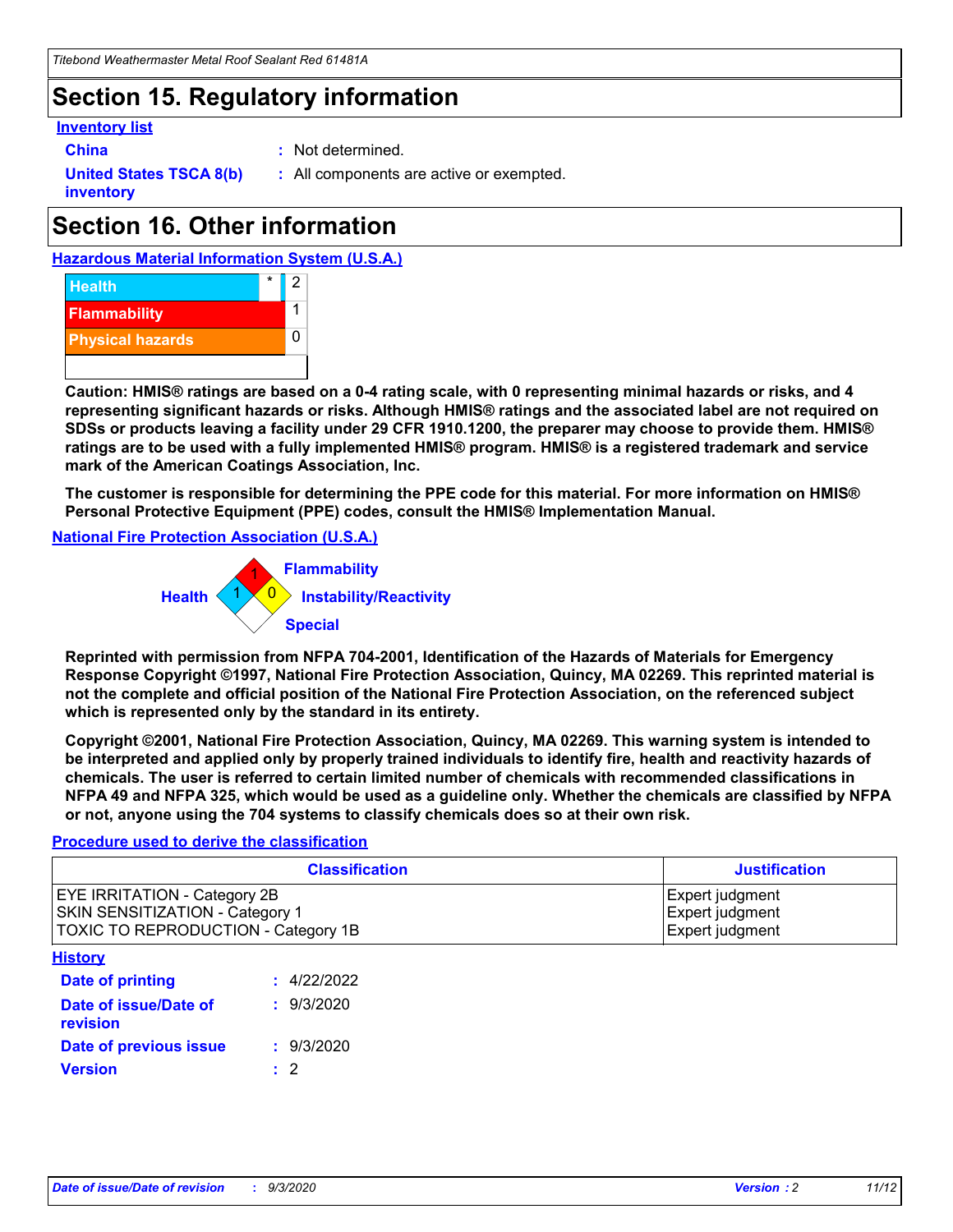## Section 15. Regulatory information

**Inventory list**

**China** : Not determined.

**United States TSCA 8(b) inventory** : All components are active or exempted.

## Section 16. Other information

**Hazardous Material Information System (U.S.A.)**

| | | |
|---|---|---|
| Health | * | 2 |
| Flammability | | 1 |
| Physical hazards | | 0 |

**Caution: HMIS® ratings are based on a 0-4 rating scale, with 0 representing minimal hazards or risks, and 4 representing significant hazards or risks. Although HMIS® ratings and the associated label are not required on SDSs or products leaving a facility under 29 CFR 1910.1200, the preparer may choose to provide them. HMIS® ratings are to be used with a fully implemented HMIS® program. HMIS® is a registered trademark and service mark of the American Coatings Association, Inc.**

**The customer is responsible for determining the PPE code for this material. For more information on HMIS® Personal Protective Equipment (PPE) codes, consult the HMIS® Implementation Manual.**

**National Fire Protection Association (U.S.A.)**

Flammability: 1
Health: 1
Instability/Reactivity: 0
Special:

**Reprinted with permission from NFPA 704-2001, Identification of the Hazards of Materials for Emergency Response Copyright ©1997, National Fire Protection Association, Quincy, MA 02269. This reprinted material is not the complete and official position of the National Fire Protection Association, on the referenced subject which is represented only by the standard in its entirety.**

**Copyright ©2001, National Fire Protection Association, Quincy, MA 02269. This warning system is intended to be interpreted and applied only by properly trained individuals to identify fire, health and reactivity hazards of chemicals. The user is referred to certain limited number of chemicals with recommended classifications in NFPA 49 and NFPA 325, which would be used as a guideline only. Whether the chemicals are classified by NFPA or not, anyone using the 704 systems to classify chemicals does so at their own risk.**

**Procedure used to derive the classification**

| Classification | Justification |
|---|---|
| EYE IRRITATION - Category 2B<br>SKIN SENSITIZATION - Category 1<br>TOXIC TO REPRODUCTION - Category 1B | Expert judgment<br>Expert judgment<br>Expert judgment |

**History**

**Date of printing** : 4/22/2022

**Date of issue/Date of revision** : 9/3/2020

**Date of previous issue** : 9/3/2020

**Version** : 2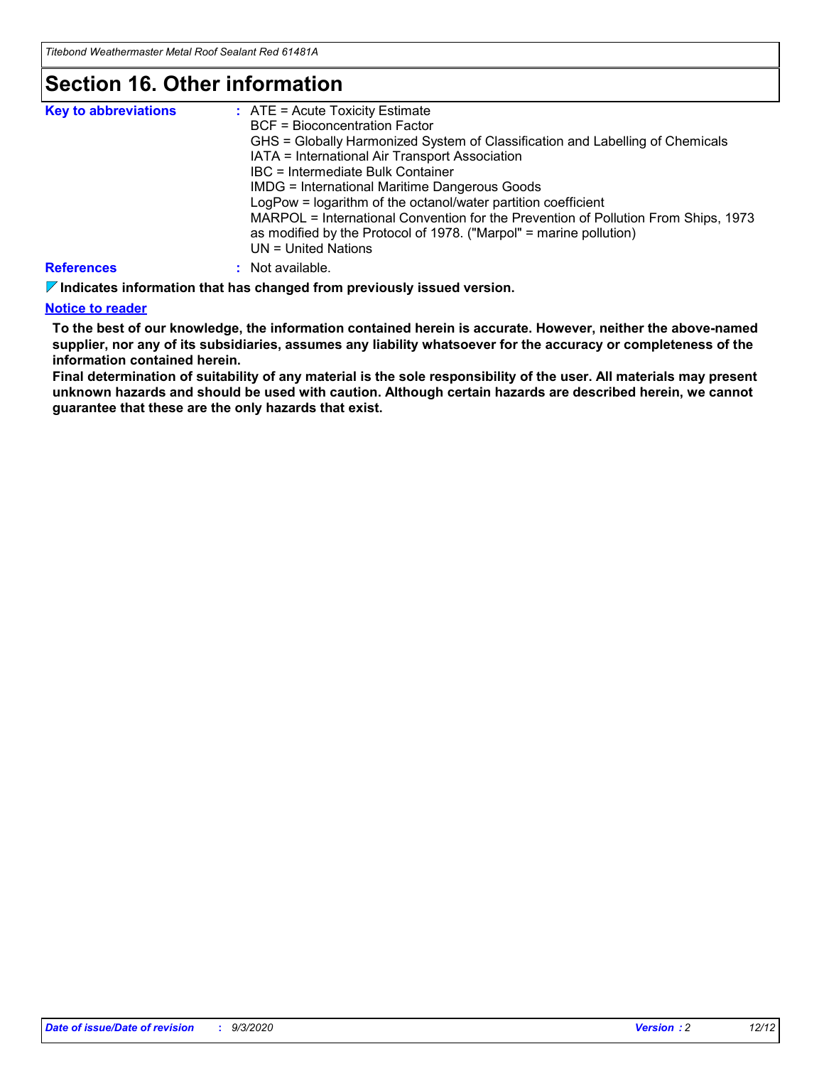# Section 16. Other information

**Key to abbreviations** : ATE = Acute Toxicity Estimate
BCF = Bioconcentration Factor
GHS = Globally Harmonized System of Classification and Labelling of Chemicals
IATA = International Air Transport Association
IBC = Intermediate Bulk Container
IMDG = International Maritime Dangerous Goods
LogPow = logarithm of the octanol/water partition coefficient
MARPOL = International Convention for the Prevention of Pollution From Ships, 1973 as modified by the Protocol of 1978. ("Marpol" = marine pollution)
UN = United Nations

**References** : Not available.

**Indicates information that has changed from previously issued version.**

**Notice to reader**

**To the best of our knowledge, the information contained herein is accurate. However, neither the above-named supplier, nor any of its subsidiaries, assumes any liability whatsoever for the accuracy or completeness of the information contained herein.**

**Final determination of suitability of any material is the sole responsibility of the user. All materials may present unknown hazards and should be used with caution. Although certain hazards are described herein, we cannot guarantee that these are the only hazards that exist.**